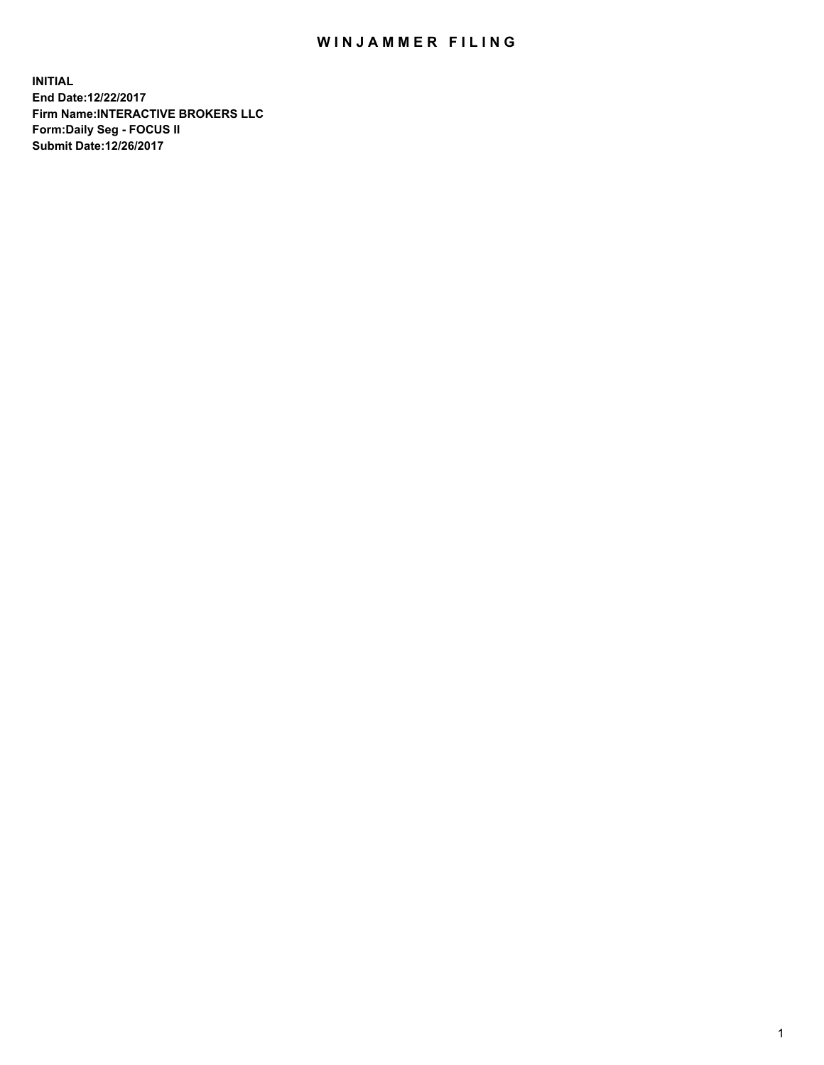# WINJAMMER FILING

**INITIAL**
**End Date:12/22/2017**
**Firm Name:INTERACTIVE BROKERS LLC**
**Form:Daily Seg - FOCUS II**
**Submit Date:12/26/2017**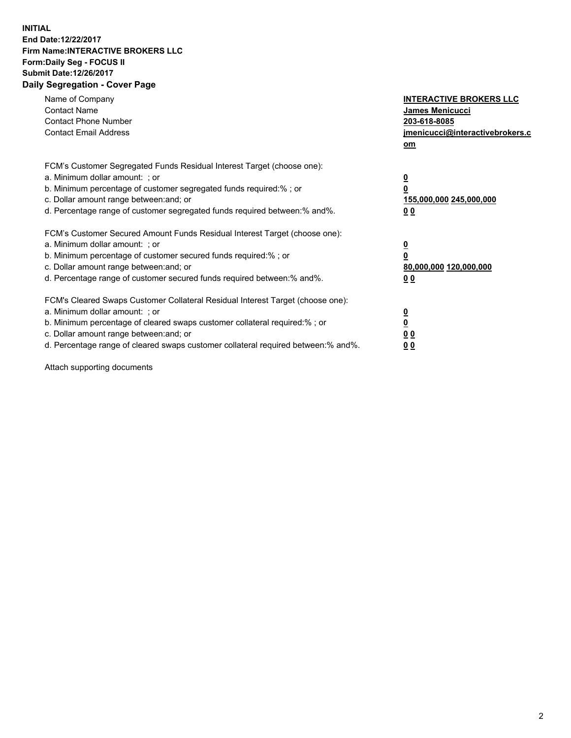**INITIAL**
**End Date:12/22/2017**
**Firm Name:INTERACTIVE BROKERS LLC**
**Form:Daily Seg - FOCUS II**
**Submit Date:12/26/2017**
**Daily Segregation - Cover Page**

| | |
|---|---|
| Name of Company | **INTERACTIVE BROKERS LLC** |
| Contact Name | **James Menicucci** |
| Contact Phone Number | **203-618-8085** |
| Contact Email Address | **jmenicucci@interactivebrokers.com** |

FCM's Customer Segregated Funds Residual Interest Target (choose one):

| | |
|---|---|
| a. Minimum dollar amount: ; or | **0** |
| b. Minimum percentage of customer segregated funds required:% ; or | **0** |
| c. Dollar amount range between:and; or | **155,000,000 245,000,000** |
| d. Percentage range of customer segregated funds required between:% and%. | **0 0** |

FCM's Customer Secured Amount Funds Residual Interest Target (choose one):

| | |
|---|---|
| a. Minimum dollar amount: ; or | **0** |
| b. Minimum percentage of customer secured funds required:% ; or | **0** |
| c. Dollar amount range between:and; or | **80,000,000 120,000,000** |
| d. Percentage range of customer secured funds required between:% and%. | **0 0** |

FCM's Cleared Swaps Customer Collateral Residual Interest Target (choose one):

| | |
|---|---|
| a. Minimum dollar amount: ; or | **0** |
| b. Minimum percentage of cleared swaps customer collateral required:% ; or | **0** |
| c. Dollar amount range between:and; or | **0 0** |
| d. Percentage range of cleared swaps customer collateral required between:% and%. | **0 0** |

Attach supporting documents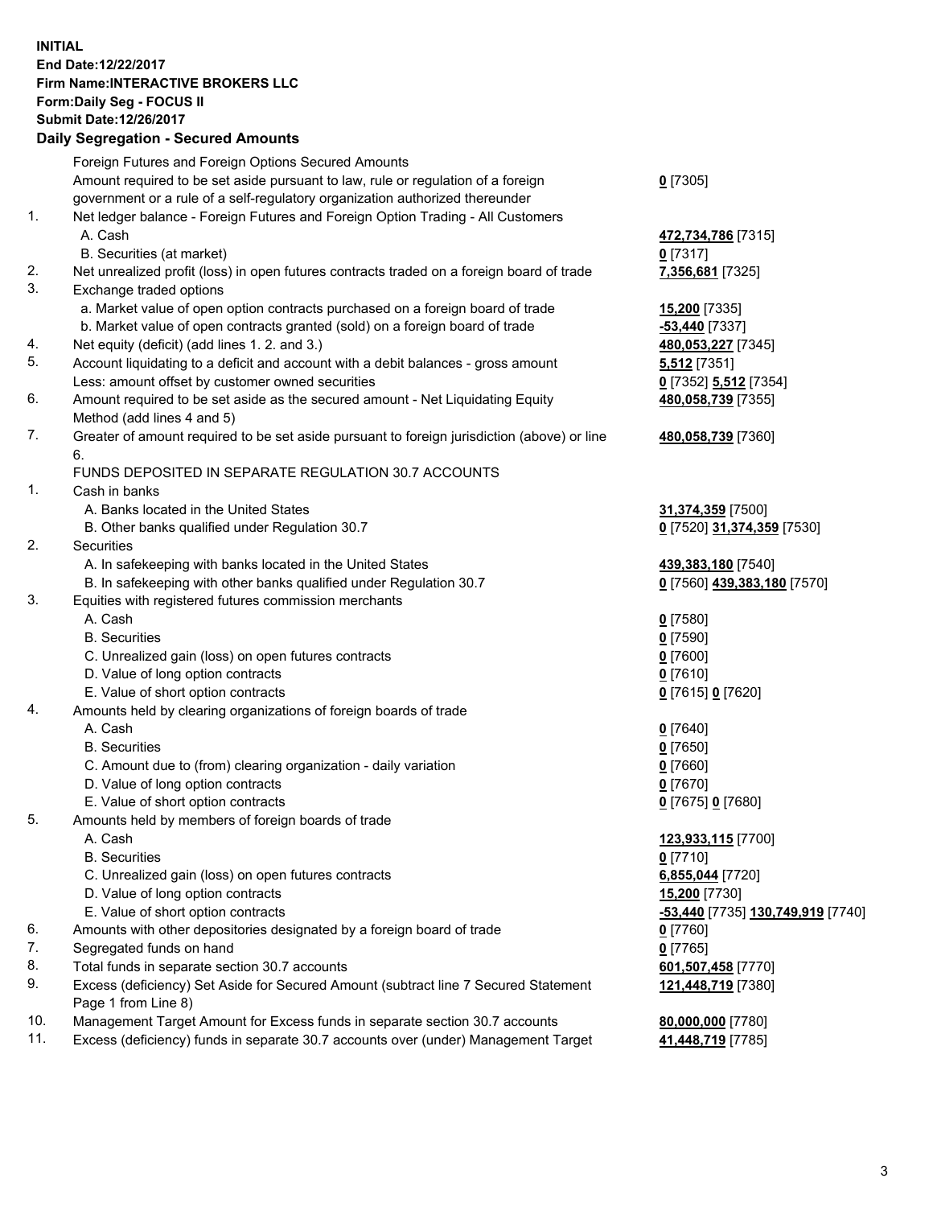**INITIAL**
**End Date:12/22/2017**
**Firm Name:INTERACTIVE BROKERS LLC**
**Form:Daily Seg - FOCUS II**
**Submit Date:12/26/2017**

### Daily Segregation - Secured Amounts

| | | |
|---|---|---|
| | Foreign Futures and Foreign Options Secured Amounts | |
| | Amount required to be set aside pursuant to law, rule or regulation of a foreign government or a rule of a self-regulatory organization authorized thereunder | **0** [7305] |
| 1. | Net ledger balance - Foreign Futures and Foreign Option Trading - All Customers | |
| | A. Cash | **472,734,786** [7315] |
| | B. Securities (at market) | **0** [7317] |
| 2. | Net unrealized profit (loss) in open futures contracts traded on a foreign board of trade | **7,356,681** [7325] |
| 3. | Exchange traded options | |
| | a. Market value of open option contracts purchased on a foreign board of trade | **15,200** [7335] |
| | b. Market value of open contracts granted (sold) on a foreign board of trade | **-53,440** [7337] |
| 4. | Net equity (deficit) (add lines 1. 2. and 3.) | **480,053,227** [7345] |
| 5. | Account liquidating to a deficit and account with a debit balances - gross amount | **5,512** [7351] |
| | Less: amount offset by customer owned securities | **0** [7352] **5,512** [7354] |
| 6. | Amount required to be set aside as the secured amount - Net Liquidating Equity Method (add lines 4 and 5) | **480,058,739** [7355] |
| 7. | Greater of amount required to be set aside pursuant to foreign jurisdiction (above) or line 6. | **480,058,739** [7360] |
| | FUNDS DEPOSITED IN SEPARATE REGULATION 30.7 ACCOUNTS | |
| 1. | Cash in banks | |
| | A. Banks located in the United States | **31,374,359** [7500] |
| | B. Other banks qualified under Regulation 30.7 | **0** [7520] **31,374,359** [7530] |
| 2. | Securities | |
| | A. In safekeeping with banks located in the United States | **439,383,180** [7540] |
| | B. In safekeeping with other banks qualified under Regulation 30.7 | **0** [7560] **439,383,180** [7570] |
| 3. | Equities with registered futures commission merchants | |
| | A. Cash | **0** [7580] |
| | B. Securities | **0** [7590] |
| | C. Unrealized gain (loss) on open futures contracts | **0** [7600] |
| | D. Value of long option contracts | **0** [7610] |
| | E. Value of short option contracts | **0** [7615] **0** [7620] |
| 4. | Amounts held by clearing organizations of foreign boards of trade | |
| | A. Cash | **0** [7640] |
| | B. Securities | **0** [7650] |
| | C. Amount due to (from) clearing organization - daily variation | **0** [7660] |
| | D. Value of long option contracts | **0** [7670] |
| | E. Value of short option contracts | **0** [7675] **0** [7680] |
| 5. | Amounts held by members of foreign boards of trade | |
| | A. Cash | **123,933,115** [7700] |
| | B. Securities | **0** [7710] |
| | C. Unrealized gain (loss) on open futures contracts | **6,855,044** [7720] |
| | D. Value of long option contracts | **15,200** [7730] |
| | E. Value of short option contracts | **-53,440** [7735] **130,749,919** [7740] |
| 6. | Amounts with other depositories designated by a foreign board of trade | **0** [7760] |
| 7. | Segregated funds on hand | **0** [7765] |
| 8. | Total funds in separate section 30.7 accounts | **601,507,458** [7770] |
| 9. | Excess (deficiency) Set Aside for Secured Amount (subtract line 7 Secured Statement Page 1 from Line 8) | **121,448,719** [7380] |
| 10. | Management Target Amount for Excess funds in separate section 30.7 accounts | **80,000,000** [7780] |
| 11. | Excess (deficiency) funds in separate 30.7 accounts over (under) Management Target | **41,448,719** [7785] |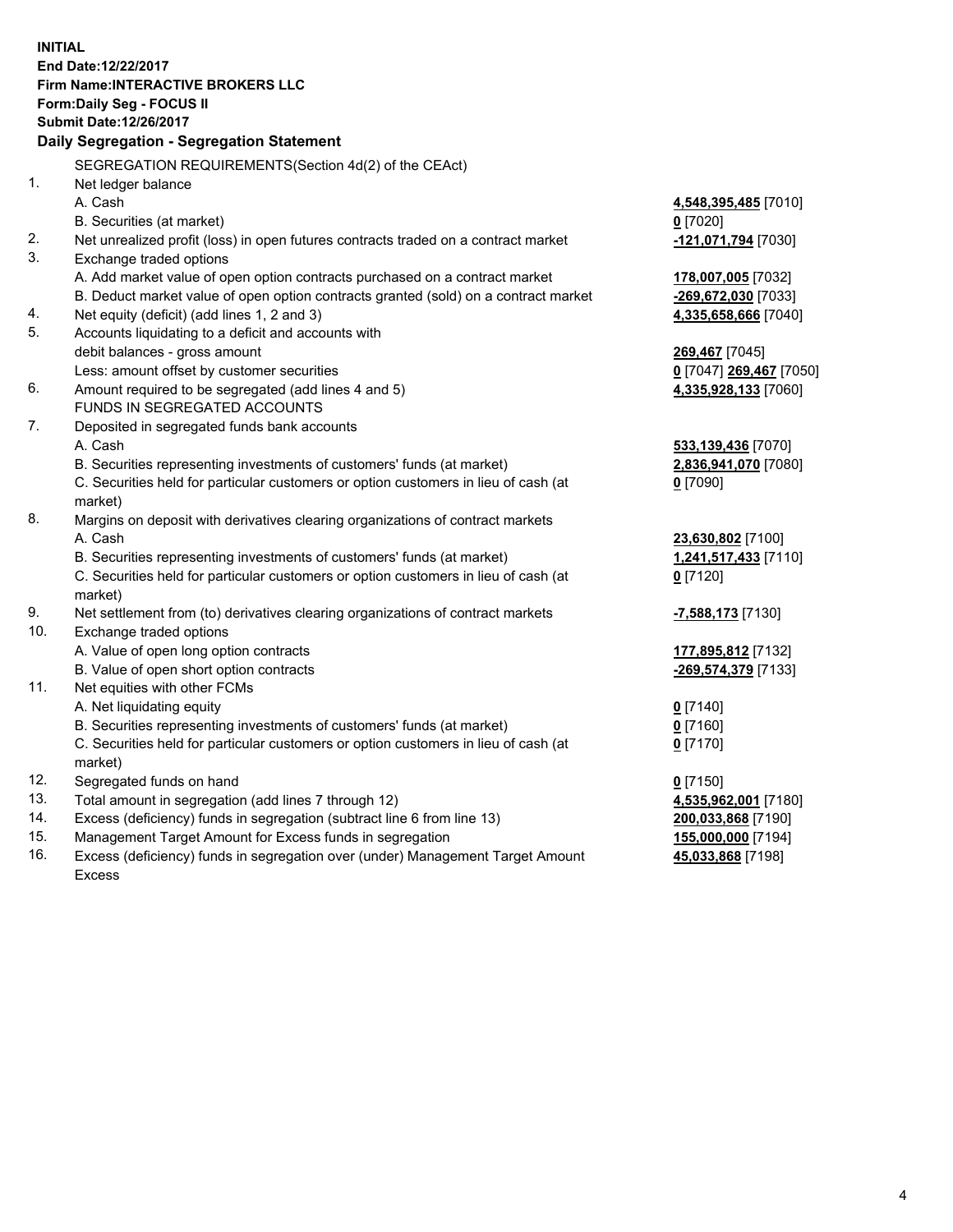**INITIAL**
**End Date:12/22/2017**
**Firm Name:INTERACTIVE BROKERS LLC**
**Form:Daily Seg - FOCUS II**
**Submit Date:12/26/2017**

**Daily Segregation - Segregation Statement**

| | | |
|---|---|---|
| | SEGREGATION REQUIREMENTS(Section 4d(2) of the CEAct) | |
| 1. | Net ledger balance | |
| | A. Cash | **4,548,395,485** [7010] |
| | B. Securities (at market) | **0** [7020] |
| 2. | Net unrealized profit (loss) in open futures contracts traded on a contract market | **-121,071,794** [7030] |
| 3. | Exchange traded options | |
| | A. Add market value of open option contracts purchased on a contract market | **178,007,005** [7032] |
| | B. Deduct market value of open option contracts granted (sold) on a contract market | **-269,672,030** [7033] |
| 4. | Net equity (deficit) (add lines 1, 2 and 3) | **4,335,658,666** [7040] |
| 5. | Accounts liquidating to a deficit and accounts with | |
| | debit balances - gross amount | **269,467** [7045] |
| | Less: amount offset by customer securities | **0** [7047] **269,467** [7050] |
| 6. | Amount required to be segregated (add lines 4 and 5) | **4,335,928,133** [7060] |
| | FUNDS IN SEGREGATED ACCOUNTS | |
| 7. | Deposited in segregated funds bank accounts | |
| | A. Cash | **533,139,436** [7070] |
| | B. Securities representing investments of customers' funds (at market) | **2,836,941,070** [7080] |
| | C. Securities held for particular customers or option customers in lieu of cash (at market) | **0** [7090] |
| 8. | Margins on deposit with derivatives clearing organizations of contract markets | |
| | A. Cash | **23,630,802** [7100] |
| | B. Securities representing investments of customers' funds (at market) | **1,241,517,433** [7110] |
| | C. Securities held for particular customers or option customers in lieu of cash (at market) | **0** [7120] |
| 9. | Net settlement from (to) derivatives clearing organizations of contract markets | **-7,588,173** [7130] |
| 10. | Exchange traded options | |
| | A. Value of open long option contracts | **177,895,812** [7132] |
| | B. Value of open short option contracts | **-269,574,379** [7133] |
| 11. | Net equities with other FCMs | |
| | A. Net liquidating equity | **0** [7140] |
| | B. Securities representing investments of customers' funds (at market) | **0** [7160] |
| | C. Securities held for particular customers or option customers in lieu of cash (at market) | **0** [7170] |
| 12. | Segregated funds on hand | **0** [7150] |
| 13. | Total amount in segregation (add lines 7 through 12) | **4,535,962,001** [7180] |
| 14. | Excess (deficiency) funds in segregation (subtract line 6 from line 13) | **200,033,868** [7190] |
| 15. | Management Target Amount for Excess funds in segregation | **155,000,000** [7194] |
| 16. | Excess (deficiency) funds in segregation over (under) Management Target Amount Excess | **45,033,868** [7198] |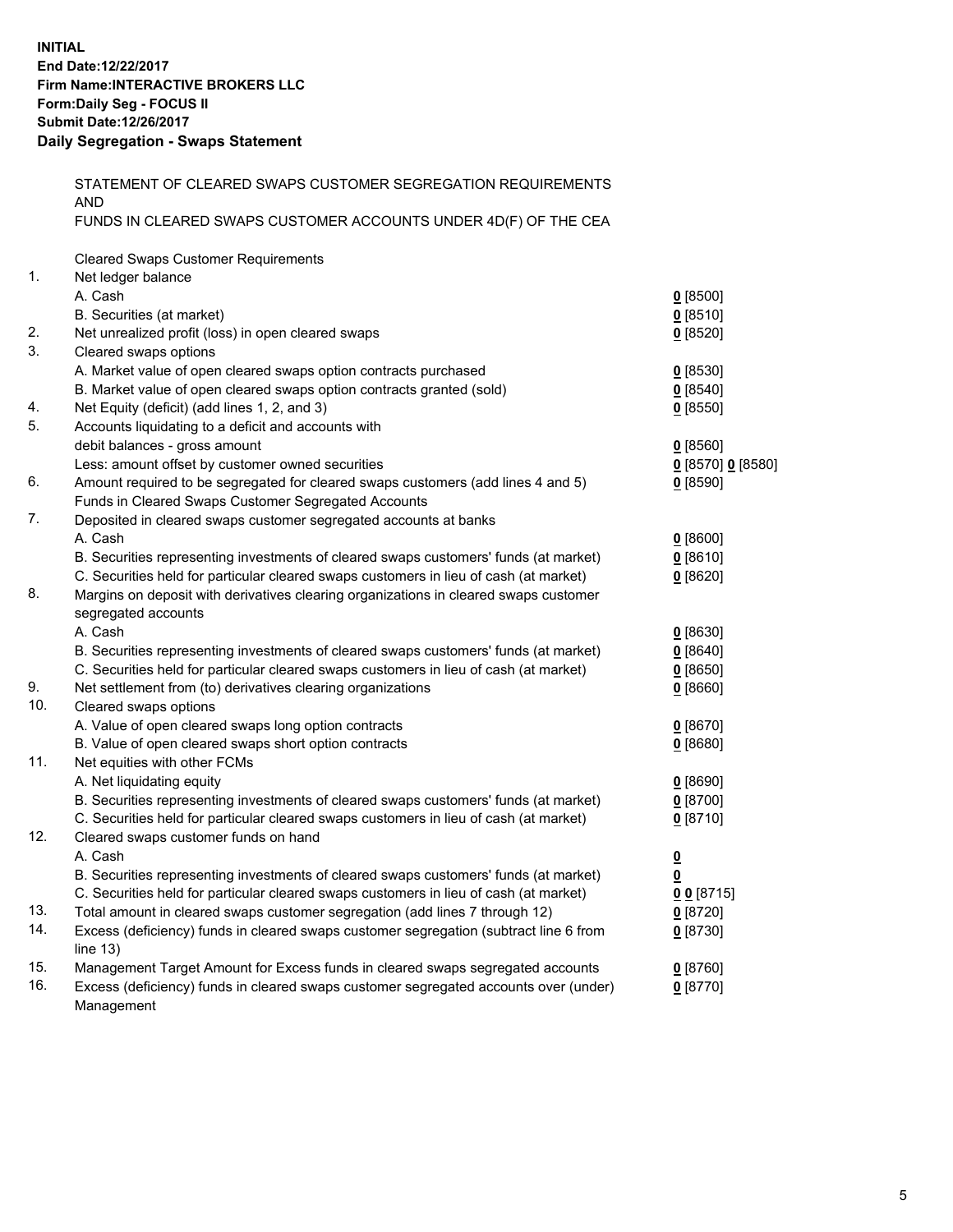**INITIAL**
**End Date:12/22/2017**
**Firm Name:INTERACTIVE BROKERS LLC**
**Form:Daily Seg - FOCUS II**
**Submit Date:12/26/2017**
**Daily Segregation - Swaps Statement**

STATEMENT OF CLEARED SWAPS CUSTOMER SEGREGATION REQUIREMENTS AND FUNDS IN CLEARED SWAPS CUSTOMER ACCOUNTS UNDER 4D(F) OF THE CEA

| | | |
|---|---|---|
| | Cleared Swaps Customer Requirements | |
| 1. | Net ledger balance | |
| | A. Cash | 0 [8500] |
| | B. Securities (at market) | 0 [8510] |
| 2. | Net unrealized profit (loss) in open cleared swaps | 0 [8520] |
| 3. | Cleared swaps options | |
| | A. Market value of open cleared swaps option contracts purchased | 0 [8530] |
| | B. Market value of open cleared swaps option contracts granted (sold) | 0 [8540] |
| 4. | Net Equity (deficit) (add lines 1, 2, and 3) | 0 [8550] |
| 5. | Accounts liquidating to a deficit and accounts with debit balances - gross amount | 0 [8560] |
| | Less: amount offset by customer owned securities | 0 [8570] 0 [8580] |
| 6. | Amount required to be segregated for cleared swaps customers (add lines 4 and 5) | 0 [8590] |
| | Funds in Cleared Swaps Customer Segregated Accounts | |
| 7. | Deposited in cleared swaps customer segregated accounts at banks | |
| | A. Cash | 0 [8600] |
| | B. Securities representing investments of cleared swaps customers' funds (at market) | 0 [8610] |
| | C. Securities held for particular cleared swaps customers in lieu of cash (at market) | 0 [8620] |
| 8. | Margins on deposit with derivatives clearing organizations in cleared swaps customer segregated accounts | |
| | A. Cash | 0 [8630] |
| | B. Securities representing investments of cleared swaps customers' funds (at market) | 0 [8640] |
| | C. Securities held for particular cleared swaps customers in lieu of cash (at market) | 0 [8650] |
| 9. | Net settlement from (to) derivatives clearing organizations | 0 [8660] |
| 10. | Cleared swaps options | |
| | A. Value of open cleared swaps long option contracts | 0 [8670] |
| | B. Value of open cleared swaps short option contracts | 0 [8680] |
| 11. | Net equities with other FCMs | |
| | A. Net liquidating equity | 0 [8690] |
| | B. Securities representing investments of cleared swaps customers' funds (at market) | 0 [8700] |
| | C. Securities held for particular cleared swaps customers in lieu of cash (at market) | 0 [8710] |
| 12. | Cleared swaps customer funds on hand | |
| | A. Cash | 0 |
| | B. Securities representing investments of cleared swaps customers' funds (at market) | 0 |
| | C. Securities held for particular cleared swaps customers in lieu of cash (at market) | 0 0 [8715] |
| 13. | Total amount in cleared swaps customer segregation (add lines 7 through 12) | 0 [8720] |
| 14. | Excess (deficiency) funds in cleared swaps customer segregation (subtract line 6 from line 13) | 0 [8730] |
| 15. | Management Target Amount for Excess funds in cleared swaps segregated accounts | 0 [8760] |
| 16. | Excess (deficiency) funds in cleared swaps customer segregated accounts over (under) Management | 0 [8770] |